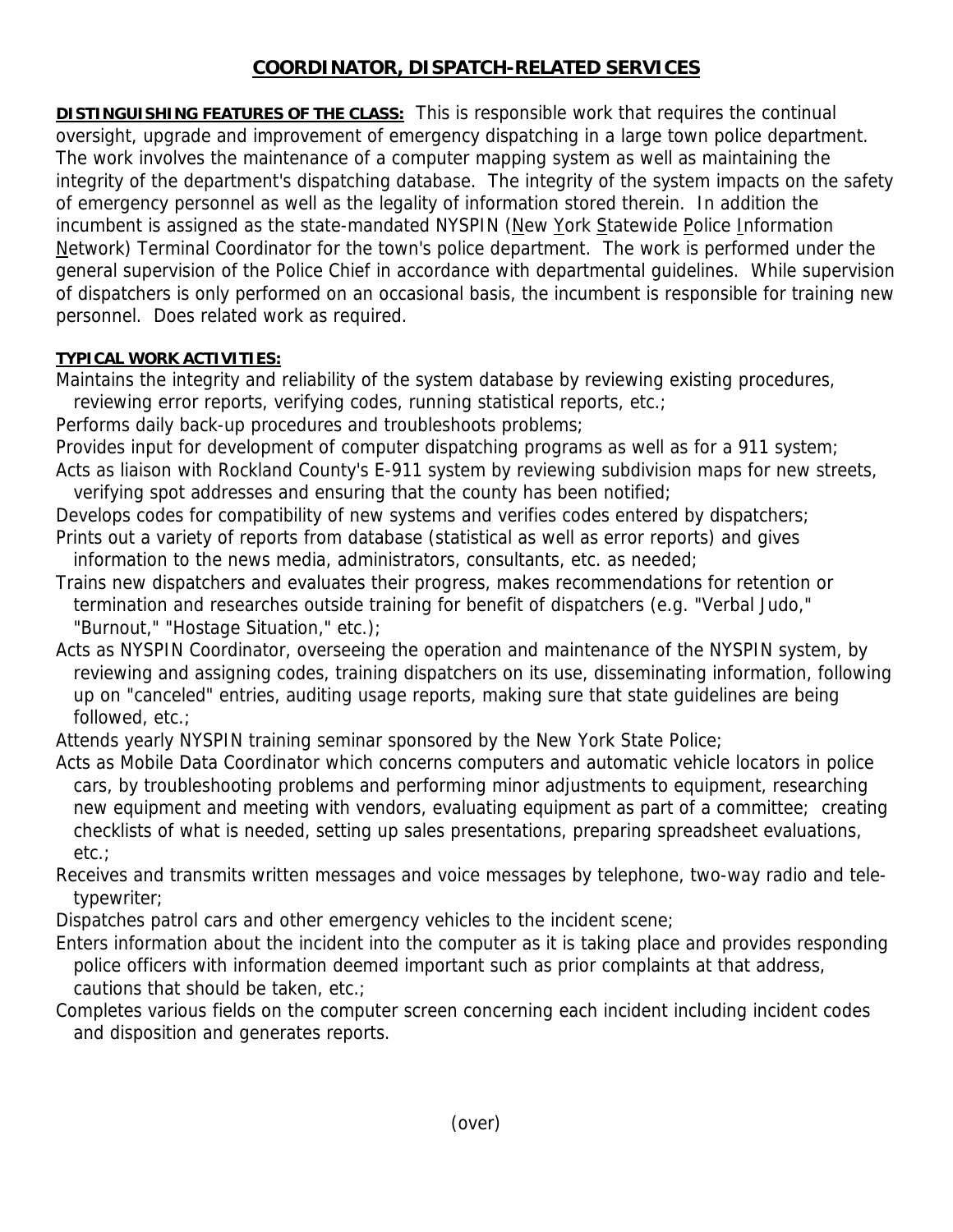# COORDINATOR, DISPATCH-RELATED SERVICES

**DISTINGUISHING FEATURES OF THE CLASS:** This is responsible work that requires the continual oversight, upgrade and improvement of emergency dispatching in a large town police department. The work involves the maintenance of a computer mapping system as well as maintaining the integrity of the department's dispatching database. The integrity of the system impacts on the safety of emergency personnel as well as the legality of information stored therein. In addition the incumbent is assigned as the state-mandated NYSPIN (New York Statewide Police Information Network) Terminal Coordinator for the town's police department. The work is performed under the general supervision of the Police Chief in accordance with departmental guidelines. While supervision of dispatchers is only performed on an occasional basis, the incumbent is responsible for training new personnel. Does related work as required.

**TYPICAL WORK ACTIVITIES:**

Maintains the integrity and reliability of the system database by reviewing existing procedures, reviewing error reports, verifying codes, running statistical reports, etc.;

Performs daily back-up procedures and troubleshoots problems;

Provides input for development of computer dispatching programs as well as for a 911 system;

Acts as liaison with Rockland County's E-911 system by reviewing subdivision maps for new streets, verifying spot addresses and ensuring that the county has been notified;

Develops codes for compatibility of new systems and verifies codes entered by dispatchers;

Prints out a variety of reports from database (statistical as well as error reports) and gives information to the news media, administrators, consultants, etc. as needed;

Trains new dispatchers and evaluates their progress, makes recommendations for retention or termination and researches outside training for benefit of dispatchers (e.g. "Verbal Judo," "Burnout," "Hostage Situation," etc.);

Acts as NYSPIN Coordinator, overseeing the operation and maintenance of the NYSPIN system, by reviewing and assigning codes, training dispatchers on its use, disseminating information, following up on "canceled" entries, auditing usage reports, making sure that state guidelines are being followed, etc.;

Attends yearly NYSPIN training seminar sponsored by the New York State Police;

Acts as Mobile Data Coordinator which concerns computers and automatic vehicle locators in police cars, by troubleshooting problems and performing minor adjustments to equipment, researching new equipment and meeting with vendors, evaluating equipment as part of a committee; creating checklists of what is needed, setting up sales presentations, preparing spreadsheet evaluations, etc.;

Receives and transmits written messages and voice messages by telephone, two-way radio and tele-typewriter;

Dispatches patrol cars and other emergency vehicles to the incident scene;

Enters information about the incident into the computer as it is taking place and provides responding police officers with information deemed important such as prior complaints at that address, cautions that should be taken, etc.;

Completes various fields on the computer screen concerning each incident including incident codes and disposition and generates reports.

(over)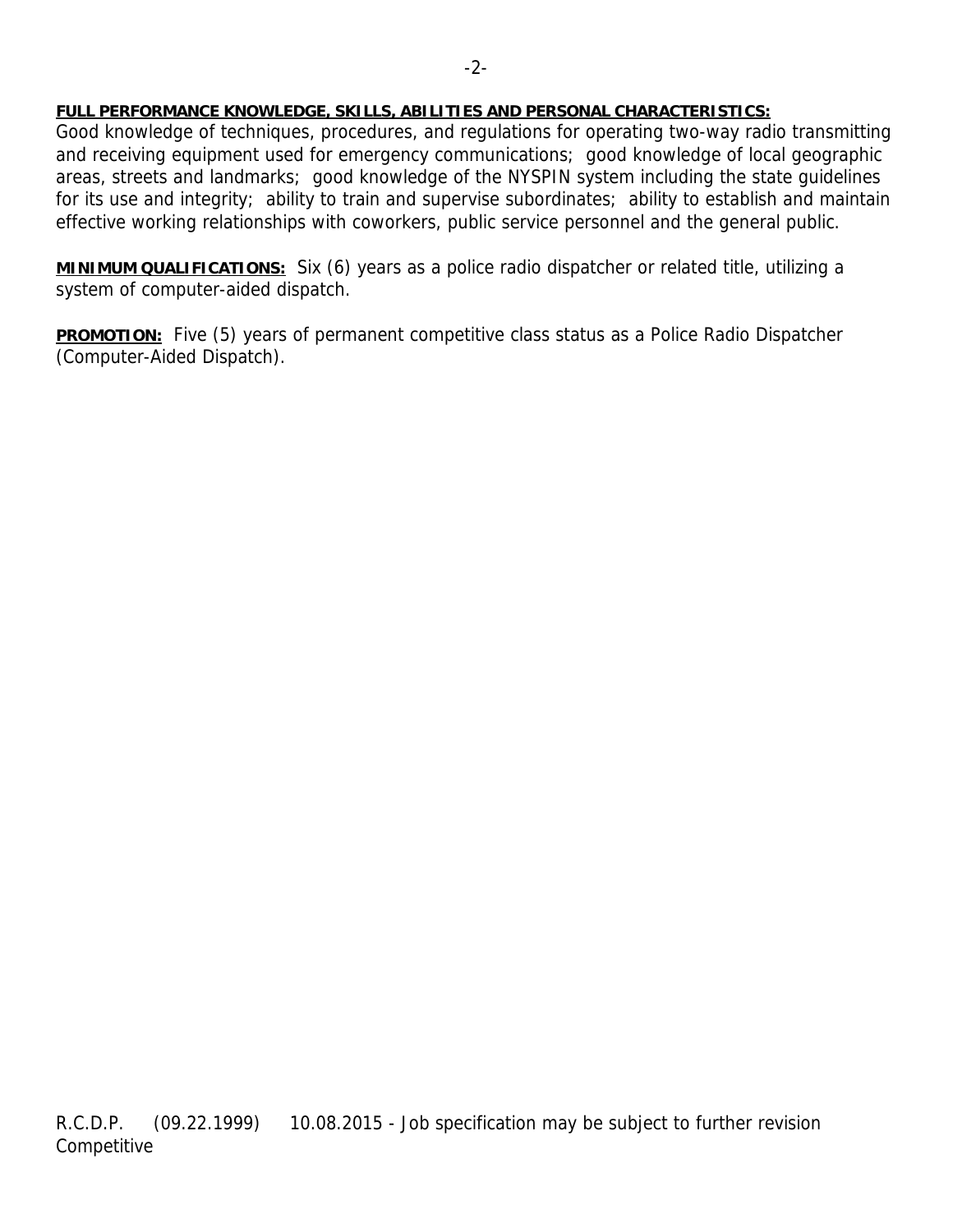**FULL PERFORMANCE KNOWLEDGE, SKILLS, ABILITIES AND PERSONAL CHARACTERISTICS:**
Good knowledge of techniques, procedures, and regulations for operating two-way radio transmitting and receiving equipment used for emergency communications; good knowledge of local geographic areas, streets and landmarks; good knowledge of the NYSPIN system including the state guidelines for its use and integrity; ability to train and supervise subordinates; ability to establish and maintain effective working relationships with coworkers, public service personnel and the general public.

**MINIMUM QUALIFICATIONS:** Six (6) years as a police radio dispatcher or related title, utilizing a system of computer-aided dispatch.

**PROMOTION:** Five (5) years of permanent competitive class status as a Police Radio Dispatcher (Computer-Aided Dispatch).

R.C.D.P. (09.22.1999) 10.08.2015 - Job specification may be subject to further revision
Competitive